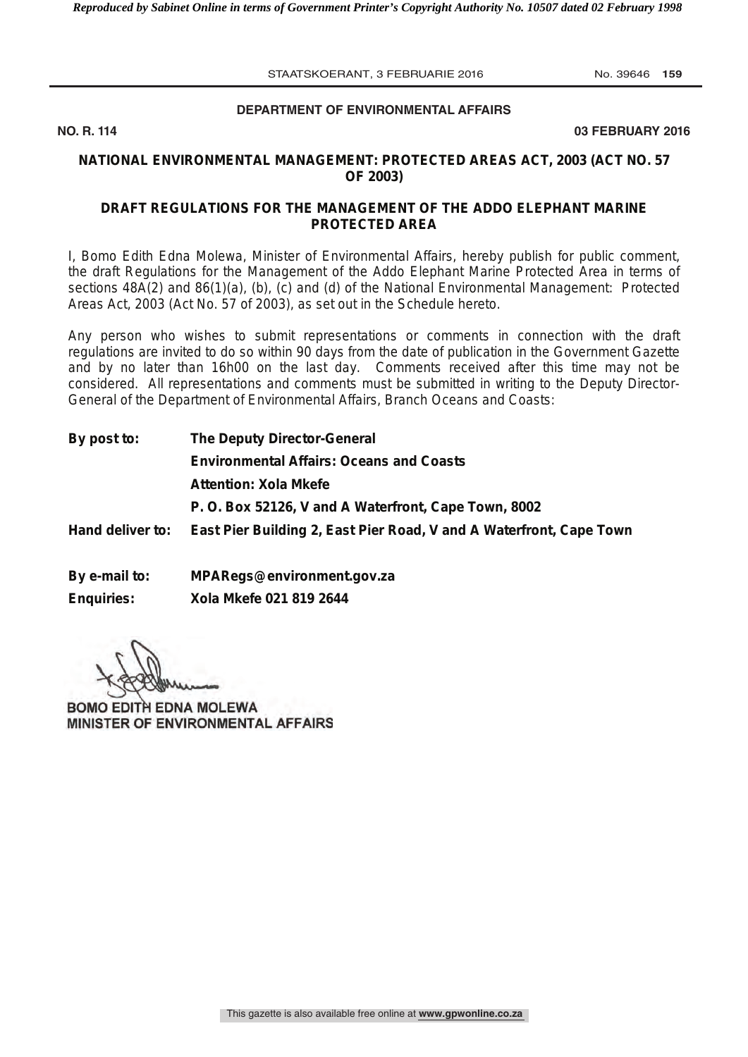**DEPARTMENT OF ENVIRONMENTAL AFFAIRS**

**NO. R. 114** **03 FEBRUARY 2016**

## NATIONAL ENVIRONMENTAL MANAGEMENT: PROTECTED AREAS ACT, 2003 (ACT NO. 57 OF 2003)

## DRAFT REGULATIONS FOR THE MANAGEMENT OF THE ADDO ELEPHANT MARINE PROTECTED AREA

I, Bomo Edith Edna Molewa, Minister of Environmental Affairs, hereby publish for public comment, the draft Regulations for the Management of the Addo Elephant Marine Protected Area in terms of sections 48A(2) and 86(1)(a), (b), (c) and (d) of the National Environmental Management: Protected Areas Act, 2003 (Act No. 57 of 2003), as set out in the Schedule hereto.

Any person who wishes to submit representations or comments in connection with the draft regulations are invited to do so within 90 days from the date of publication in the Government Gazette and by no later than 16h00 on the last day. Comments received after this time may not be considered. All representations and comments must be submitted in writing to the Deputy Director-General of the Department of Environmental Affairs, Branch Oceans and Coasts:

| | |
|---|---|
| **By post to:** | **The Deputy Director-General** |
| | **Environmental Affairs: Oceans and Coasts** |
| | **Attention: Xola Mkefe** |
| | **P. O. Box 52126, V and A Waterfront, Cape Town, 8002** |
| **Hand deliver to:** | **East Pier Building 2, East Pier Road, V and A Waterfront, Cape Town** |
| **By e-mail to:** | **MPARegs@environment.gov.za** |
| **Enquiries:** | **Xola Mkefe 021 819 2644** |

**BOMO EDITH EDNA MOLEWA**
**MINISTER OF ENVIRONMENTAL AFFAIRS**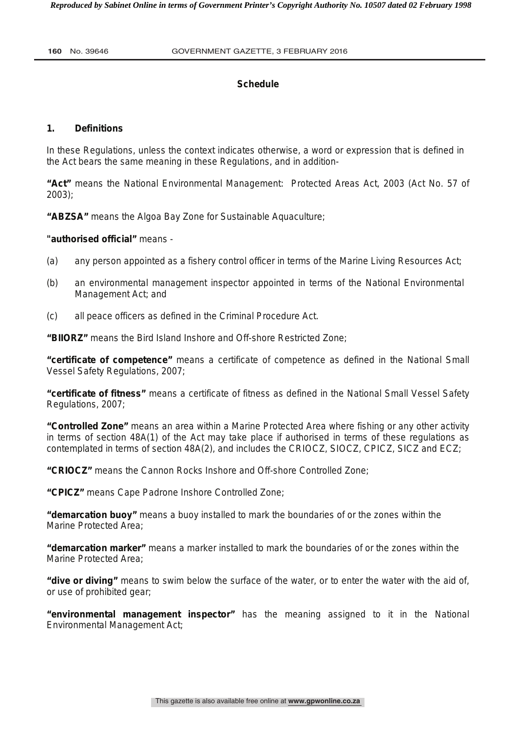## Schedule

### 1. Definitions

In these Regulations, unless the context indicates otherwise, a word or expression that is defined in the Act bears the same meaning in these Regulations, and in addition-

**"Act"** means the National Environmental Management: Protected Areas Act, 2003 (Act No. 57 of 2003);

**"ABZSA"** means the Algoa Bay Zone for Sustainable Aquaculture;

**"authorised official"** means -

(a) any person appointed as a fishery control officer in terms of the Marine Living Resources Act;

(b) an environmental management inspector appointed in terms of the National Environmental Management Act; and

(c) all peace officers as defined in the Criminal Procedure Act.

**"BIIORZ"** means the Bird Island Inshore and Off-shore Restricted Zone;

**"certificate of competence"** means a certificate of competence as defined in the National Small Vessel Safety Regulations, 2007;

**"certificate of fitness"** means a certificate of fitness as defined in the National Small Vessel Safety Regulations, 2007;

**"Controlled Zone"** means an area within a Marine Protected Area where fishing or any other activity in terms of section 48A(1) of the Act may take place if authorised in terms of these regulations as contemplated in terms of section 48A(2), and includes the CRIOCZ, SIOCZ, CPICZ, SICZ and ECZ;

**"CRIOCZ"** means the Cannon Rocks Inshore and Off-shore Controlled Zone;

**"CPICZ"** means Cape Padrone Inshore Controlled Zone;

**"demarcation buoy"** means a buoy installed to mark the boundaries of or the zones within the Marine Protected Area;

**"demarcation marker"** means a marker installed to mark the boundaries of or the zones within the Marine Protected Area;

**"dive or diving"** means to swim below the surface of the water, or to enter the water with the aid of, or use of prohibited gear;

**"environmental management inspector"** has the meaning assigned to it in the National Environmental Management Act;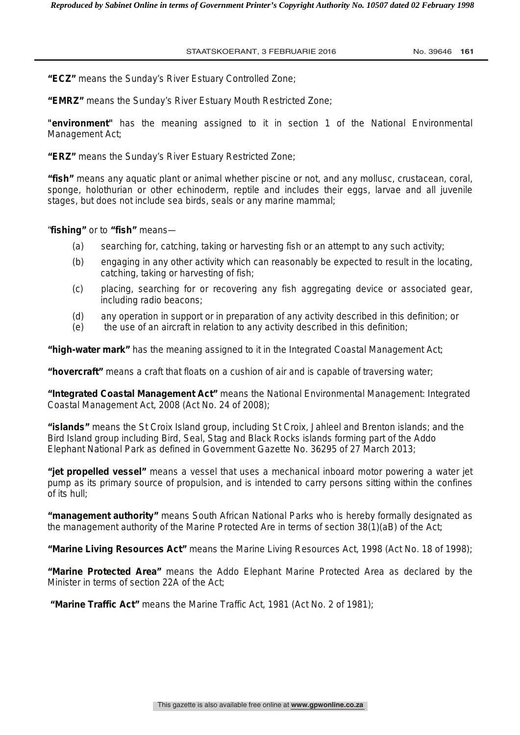**"ECZ"** means the Sunday's River Estuary Controlled Zone;

**"EMRZ"** means the Sunday's River Estuary Mouth Restricted Zone;

**"environment"** has the meaning assigned to it in section 1 of the National Environmental Management Act;

**"ERZ"** means the Sunday's River Estuary Restricted Zone;

**"fish"** means any aquatic plant or animal whether piscine or not, and any mollusc, crustacean, coral, sponge, holothurian or other echinoderm, reptile and includes their eggs, larvae and all juvenile stages, but does not include sea birds, seals or any marine mammal;

"**fishing"** or to **"fish"** means—

- (a) searching for, catching, taking or harvesting fish or an attempt to any such activity;
- (b) engaging in any other activity which can reasonably be expected to result in the locating, catching, taking or harvesting of fish;
- (c) placing, searching for or recovering any fish aggregating device or associated gear, including radio beacons;
- (d) any operation in support or in preparation of any activity described in this definition; or
- (e) the use of an aircraft in relation to any activity described in this definition;

**"high-water mark"** has the meaning assigned to it in the Integrated Coastal Management Act;

**"hovercraft"** means a craft that floats on a cushion of air and is capable of traversing water;

**"Integrated Coastal Management Act"** means the National Environmental Management: Integrated Coastal Management Act, 2008 (Act No. 24 of 2008);

**"islands"** means the St Croix Island group, including St Croix, Jahleel and Brenton islands; and the Bird Island group including Bird, Seal, Stag and Black Rocks islands forming part of the Addo Elephant National Park as defined in Government Gazette No. 36295 of 27 March 2013;

**"jet propelled vessel"** means a vessel that uses a mechanical inboard motor powering a water jet pump as its primary source of propulsion, and is intended to carry persons sitting within the confines of its hull;

**"management authority"** means South African National Parks who is hereby formally designated as the management authority of the Marine Protected Are in terms of section 38(1)(aB) of the Act;

**"Marine Living Resources Act"** means the Marine Living Resources Act, 1998 (Act No. 18 of 1998);

**"Marine Protected Area"** means the Addo Elephant Marine Protected Area as declared by the Minister in terms of section 22A of the Act;

**"Marine Traffic Act"** means the Marine Traffic Act, 1981 (Act No. 2 of 1981);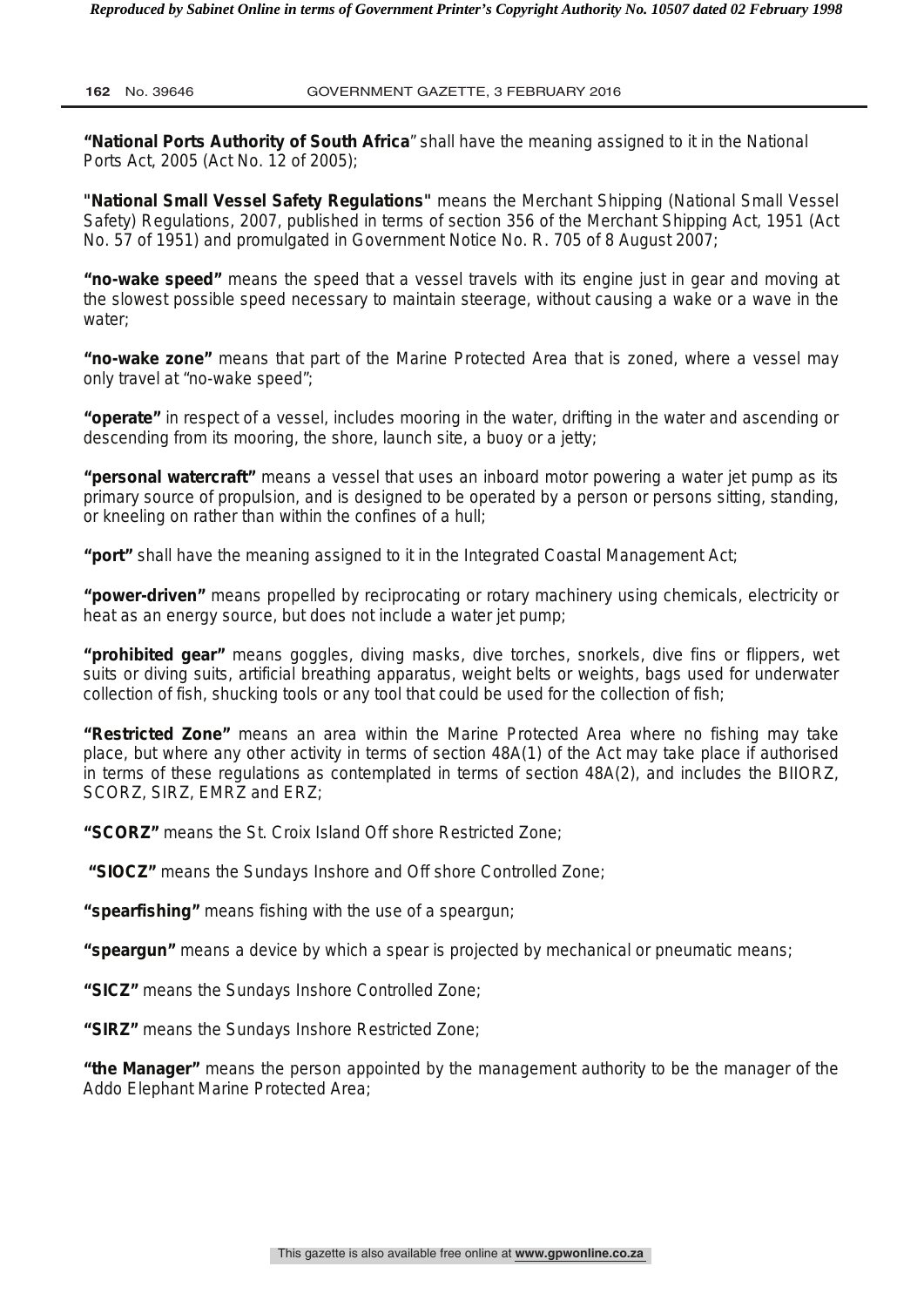**"National Ports Authority of South Africa**" shall have the meaning assigned to it in the National Ports Act, 2005 (Act No. 12 of 2005);

"**National Small Vessel Safety Regulations**" means the Merchant Shipping (National Small Vessel Safety) Regulations, 2007, published in terms of section 356 of the Merchant Shipping Act, 1951 (Act No. 57 of 1951) and promulgated in Government Notice No. R. 705 of 8 August 2007;

**"no-wake speed"** means the speed that a vessel travels with its engine just in gear and moving at the slowest possible speed necessary to maintain steerage, without causing a wake or a wave in the water;

**"no-wake zone"** means that part of the Marine Protected Area that is zoned, where a vessel may only travel at "no-wake speed";

**"operate"** in respect of a vessel, includes mooring in the water, drifting in the water and ascending or descending from its mooring, the shore, launch site, a buoy or a jetty;

**"personal watercraft"** means a vessel that uses an inboard motor powering a water jet pump as its primary source of propulsion, and is designed to be operated by a person or persons sitting, standing, or kneeling on rather than within the confines of a hull;

**"port"** shall have the meaning assigned to it in the Integrated Coastal Management Act;

**"power-driven"** means propelled by reciprocating or rotary machinery using chemicals, electricity or heat as an energy source, but does not include a water jet pump;

**"prohibited gear"** means goggles, diving masks, dive torches, snorkels, dive fins or flippers, wet suits or diving suits, artificial breathing apparatus, weight belts or weights, bags used for underwater collection of fish, shucking tools or any tool that could be used for the collection of fish;

**"Restricted Zone"** means an area within the Marine Protected Area where no fishing may take place, but where any other activity in terms of section 48A(1) of the Act may take place if authorised in terms of these regulations as contemplated in terms of section 48A(2), and includes the BIIORZ, SCORZ, SIRZ, EMRZ and ERZ;

**"SCORZ"** means the St. Croix Island Off shore Restricted Zone;

**"SIOCZ"** means the Sundays Inshore and Off shore Controlled Zone;

**"spearfishing"** means fishing with the use of a speargun;

**"speargun"** means a device by which a spear is projected by mechanical or pneumatic means;

**"SICZ"** means the Sundays Inshore Controlled Zone;

**"SIRZ"** means the Sundays Inshore Restricted Zone;

**"the Manager"** means the person appointed by the management authority to be the manager of the Addo Elephant Marine Protected Area;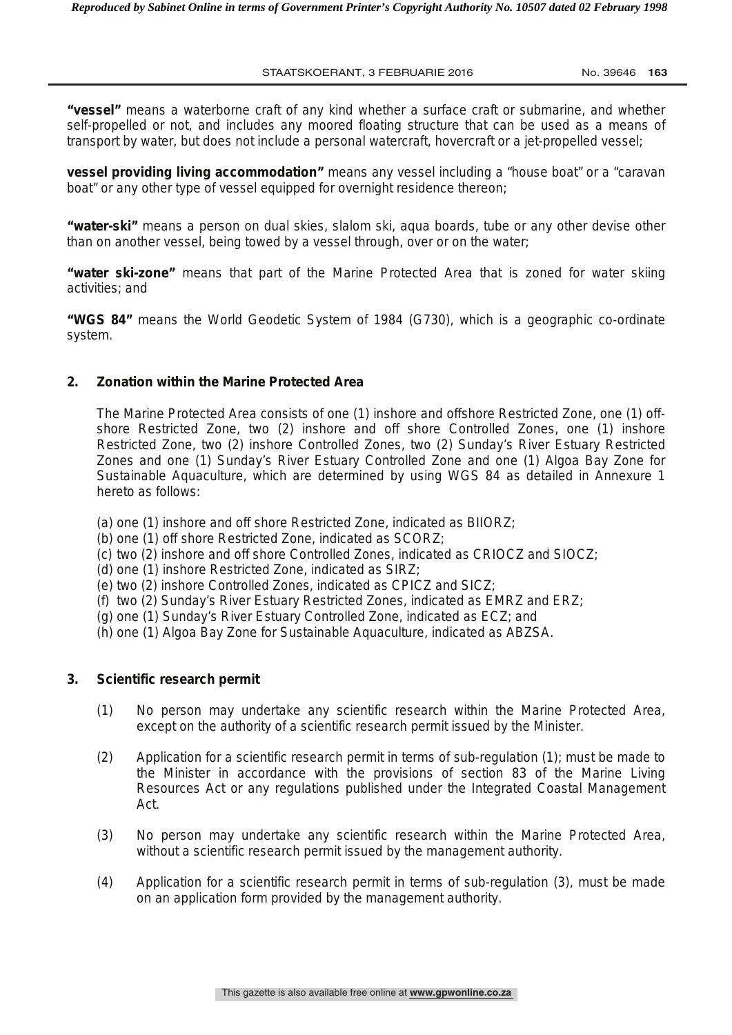**"vessel"** means a waterborne craft of any kind whether a surface craft or submarine, and whether self-propelled or not, and includes any moored floating structure that can be used as a means of transport by water, but does not include a personal watercraft, hovercraft or a jet-propelled vessel;

**vessel providing living accommodation"** means any vessel including a "house boat" or a "caravan boat" or any other type of vessel equipped for overnight residence thereon;

**"water-ski"** means a person on dual skies, slalom ski, aqua boards, tube or any other devise other than on another vessel, being towed by a vessel through, over or on the water;

**"water ski-zone"** means that part of the Marine Protected Area that is zoned for water skiing activities; and

**"WGS 84"** means the World Geodetic System of 1984 (G730), which is a geographic co-ordinate system.

## 2. Zonation within the Marine Protected Area

The Marine Protected Area consists of one (1) inshore and offshore Restricted Zone, one (1) off-shore Restricted Zone, two (2) inshore and off shore Controlled Zones, one (1) inshore Restricted Zone, two (2) inshore Controlled Zones, two (2) Sunday's River Estuary Restricted Zones and one (1) Sunday's River Estuary Controlled Zone and one (1) Algoa Bay Zone for Sustainable Aquaculture, which are determined by using WGS 84 as detailed in Annexure 1 hereto as follows:

(a) one (1) inshore and off shore Restricted Zone, indicated as BIIORZ;
(b) one (1) off shore Restricted Zone, indicated as SCORZ;
(c) two (2) inshore and off shore Controlled Zones, indicated as CRIOCZ and SIOCZ;
(d) one (1) inshore Restricted Zone, indicated as SIRZ;
(e) two (2) inshore Controlled Zones, indicated as CPICZ and SICZ;
(f) two (2) Sunday's River Estuary Restricted Zones, indicated as EMRZ and ERZ;
(g) one (1) Sunday's River Estuary Controlled Zone, indicated as ECZ; and
(h) one (1) Algoa Bay Zone for Sustainable Aquaculture, indicated as ABZSA.

## 3. Scientific research permit

(1) No person may undertake any scientific research within the Marine Protected Area, except on the authority of a scientific research permit issued by the Minister.

(2) Application for a scientific research permit in terms of sub-regulation (1); must be made to the Minister in accordance with the provisions of section 83 of the Marine Living Resources Act or any regulations published under the Integrated Coastal Management Act.

(3) No person may undertake any scientific research within the Marine Protected Area, without a scientific research permit issued by the management authority.

(4) Application for a scientific research permit in terms of sub-regulation (3), must be made on an application form provided by the management authority.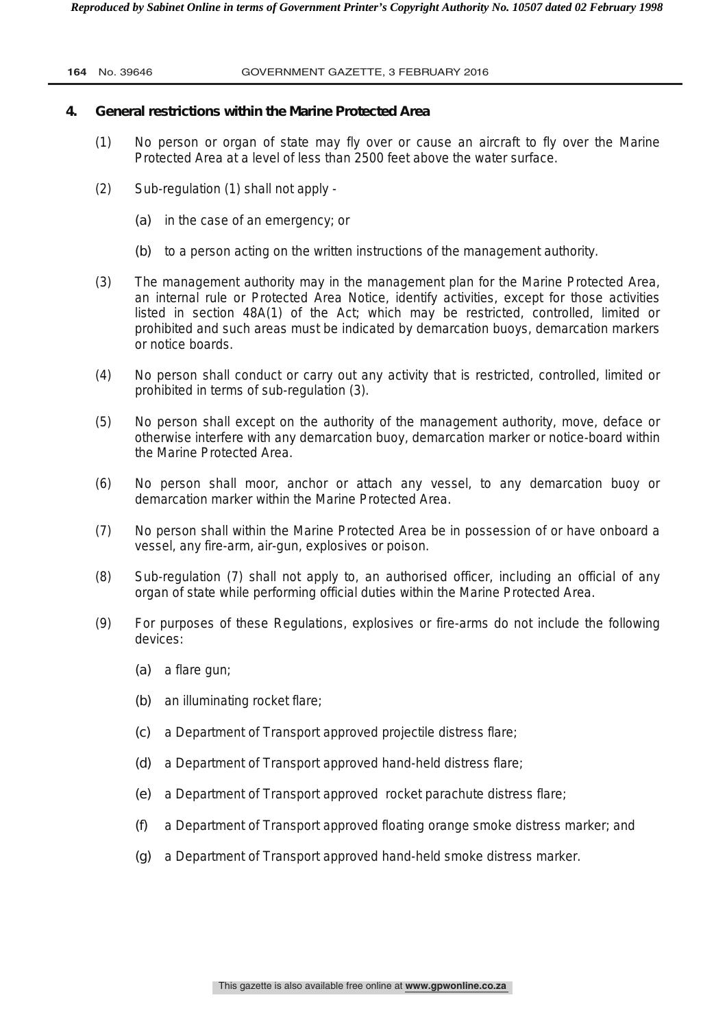## 4. General restrictions within the Marine Protected Area

(1) No person or organ of state may fly over or cause an aircraft to fly over the Marine Protected Area at a level of less than 2500 feet above the water surface.

(2) Sub-regulation (1) shall not apply -

(a) in the case of an emergency; or

(b) to a person acting on the written instructions of the management authority.

(3) The management authority may in the management plan for the Marine Protected Area, an internal rule or Protected Area Notice, identify activities, except for those activities listed in section 48A(1) of the Act; which may be restricted, controlled, limited or prohibited and such areas must be indicated by demarcation buoys, demarcation markers or notice boards.

(4) No person shall conduct or carry out any activity that is restricted, controlled, limited or prohibited in terms of sub-regulation (3).

(5) No person shall except on the authority of the management authority, move, deface or otherwise interfere with any demarcation buoy, demarcation marker or notice-board within the Marine Protected Area.

(6) No person shall moor, anchor or attach any vessel, to any demarcation buoy or demarcation marker within the Marine Protected Area.

(7) No person shall within the Marine Protected Area be in possession of or have onboard a vessel, any fire-arm, air-gun, explosives or poison.

(8) Sub-regulation (7) shall not apply to, an authorised officer, including an official of any organ of state while performing official duties within the Marine Protected Area.

(9) For purposes of these Regulations, explosives or fire-arms do not include the following devices:

(a) a flare gun;

(b) an illuminating rocket flare;

(c) a Department of Transport approved projectile distress flare;

(d) a Department of Transport approved hand-held distress flare;

(e) a Department of Transport approved rocket parachute distress flare;

(f) a Department of Transport approved floating orange smoke distress marker; and

(g) a Department of Transport approved hand-held smoke distress marker.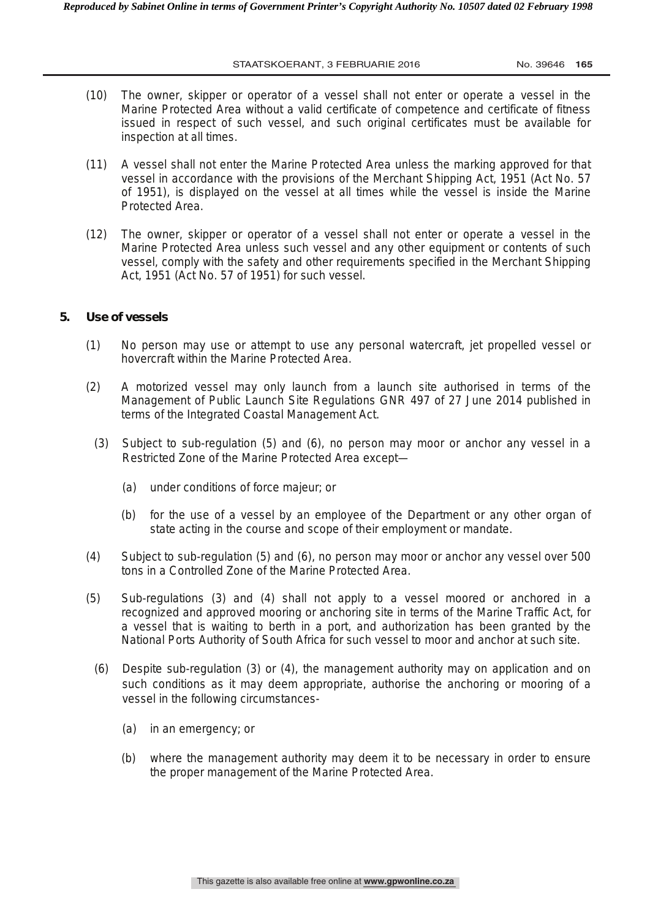(10) The owner, skipper or operator of a vessel shall not enter or operate a vessel in the Marine Protected Area without a valid certificate of competence and certificate of fitness issued in respect of such vessel, and such original certificates must be available for inspection at all times.

(11) A vessel shall not enter the Marine Protected Area unless the marking approved for that vessel in accordance with the provisions of the Merchant Shipping Act, 1951 (Act No. 57 of 1951), is displayed on the vessel at all times while the vessel is inside the Marine Protected Area.

(12) The owner, skipper or operator of a vessel shall not enter or operate a vessel in the Marine Protected Area unless such vessel and any other equipment or contents of such vessel, comply with the safety and other requirements specified in the Merchant Shipping Act, 1951 (Act No. 57 of 1951) for such vessel.

**5. Use of vessels**

(1) No person may use or attempt to use any personal watercraft, jet propelled vessel or hovercraft within the Marine Protected Area.

(2) A motorized vessel may only launch from a launch site authorised in terms of the Management of Public Launch Site Regulations GNR 497 of 27 June 2014 published in terms of the Integrated Coastal Management Act.

(3) Subject to sub-regulation (5) and (6), no person may moor or anchor any vessel in a Restricted Zone of the Marine Protected Area except—

(a) under conditions of force majeur; or

(b) for the use of a vessel by an employee of the Department or any other organ of state acting in the course and scope of their employment or mandate.

(4) Subject to sub-regulation (5) and (6), no person may moor or anchor any vessel over 500 tons in a Controlled Zone of the Marine Protected Area.

(5) Sub-regulations (3) and (4) shall not apply to a vessel moored or anchored in a recognized and approved mooring or anchoring site in terms of the Marine Traffic Act, for a vessel that is waiting to berth in a port, and authorization has been granted by the National Ports Authority of South Africa for such vessel to moor and anchor at such site.

(6) Despite sub-regulation (3) or (4), the management authority may on application and on such conditions as it may deem appropriate, authorise the anchoring or mooring of a vessel in the following circumstances-

(a) in an emergency; or

(b) where the management authority may deem it to be necessary in order to ensure the proper management of the Marine Protected Area.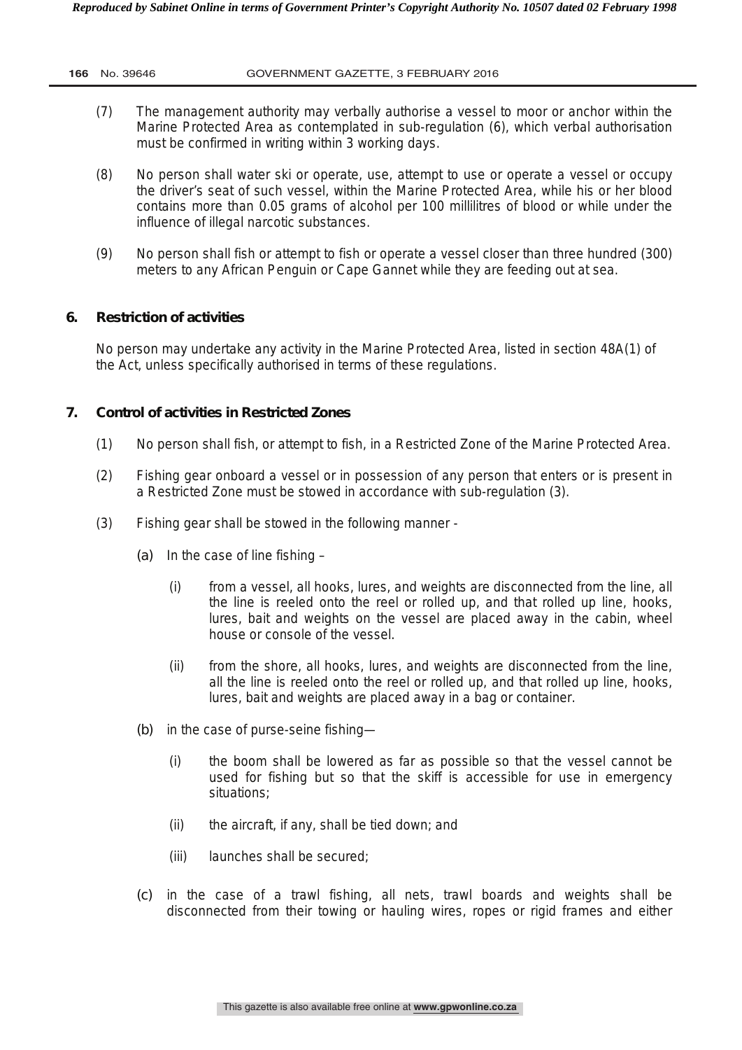(7) The management authority may verbally authorise a vessel to moor or anchor within the Marine Protected Area as contemplated in sub-regulation (6), which verbal authorisation must be confirmed in writing within 3 working days.

(8) No person shall water ski or operate, use, attempt to use or operate a vessel or occupy the driver's seat of such vessel, within the Marine Protected Area, while his or her blood contains more than 0.05 grams of alcohol per 100 millilitres of blood or while under the influence of illegal narcotic substances.

(9) No person shall fish or attempt to fish or operate a vessel closer than three hundred (300) meters to any African Penguin or Cape Gannet while they are feeding out at sea.

## 6. Restriction of activities

No person may undertake any activity in the Marine Protected Area, listed in section 48A(1) of the Act, unless specifically authorised in terms of these regulations.

## 7. Control of activities in Restricted Zones

(1) No person shall fish, or attempt to fish, in a Restricted Zone of the Marine Protected Area.

(2) Fishing gear onboard a vessel or in possession of any person that enters or is present in a Restricted Zone must be stowed in accordance with sub-regulation (3).

(3) Fishing gear shall be stowed in the following manner -

(a) In the case of line fishing –

(i) from a vessel, all hooks, lures, and weights are disconnected from the line, all the line is reeled onto the reel or rolled up, and that rolled up line, hooks, lures, bait and weights on the vessel are placed away in the cabin, wheel house or console of the vessel.

(ii) from the shore, all hooks, lures, and weights are disconnected from the line, all the line is reeled onto the reel or rolled up, and that rolled up line, hooks, lures, bait and weights are placed away in a bag or container.

(b) in the case of purse-seine fishing—

(i) the boom shall be lowered as far as possible so that the vessel cannot be used for fishing but so that the skiff is accessible for use in emergency situations;

(ii) the aircraft, if any, shall be tied down; and

(iii) launches shall be secured;

(c) in the case of a trawl fishing, all nets, trawl boards and weights shall be disconnected from their towing or hauling wires, ropes or rigid frames and either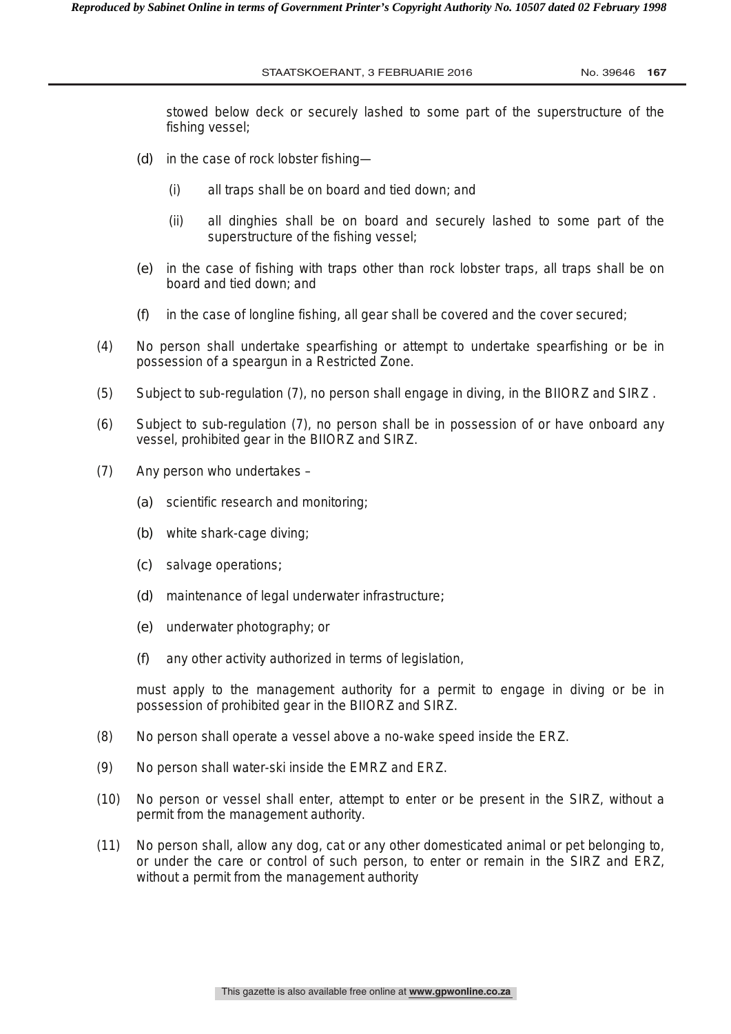stowed below deck or securely lashed to some part of the superstructure of the fishing vessel;

(d) in the case of rock lobster fishing—

(i) all traps shall be on board and tied down; and

(ii) all dinghies shall be on board and securely lashed to some part of the superstructure of the fishing vessel;

(e) in the case of fishing with traps other than rock lobster traps, all traps shall be on board and tied down; and

(f) in the case of longline fishing, all gear shall be covered and the cover secured;

(4) No person shall undertake spearfishing or attempt to undertake spearfishing or be in possession of a speargun in a Restricted Zone.

(5) Subject to sub-regulation (7), no person shall engage in diving, in the BIIORZ and SIRZ .

(6) Subject to sub-regulation (7), no person shall be in possession of or have onboard any vessel, prohibited gear in the BIIORZ and SIRZ.

(7) Any person who undertakes –

(a) scientific research and monitoring;

(b) white shark-cage diving;

(c) salvage operations;

(d) maintenance of legal underwater infrastructure;

(e) underwater photography; or

(f) any other activity authorized in terms of legislation,

must apply to the management authority for a permit to engage in diving or be in possession of prohibited gear in the BIIORZ and SIRZ.

(8) No person shall operate a vessel above a no-wake speed inside the ERZ.

(9) No person shall water-ski inside the EMRZ and ERZ.

(10) No person or vessel shall enter, attempt to enter or be present in the SIRZ, without a permit from the management authority.

(11) No person shall, allow any dog, cat or any other domesticated animal or pet belonging to, or under the care or control of such person, to enter or remain in the SIRZ and ERZ, without a permit from the management authority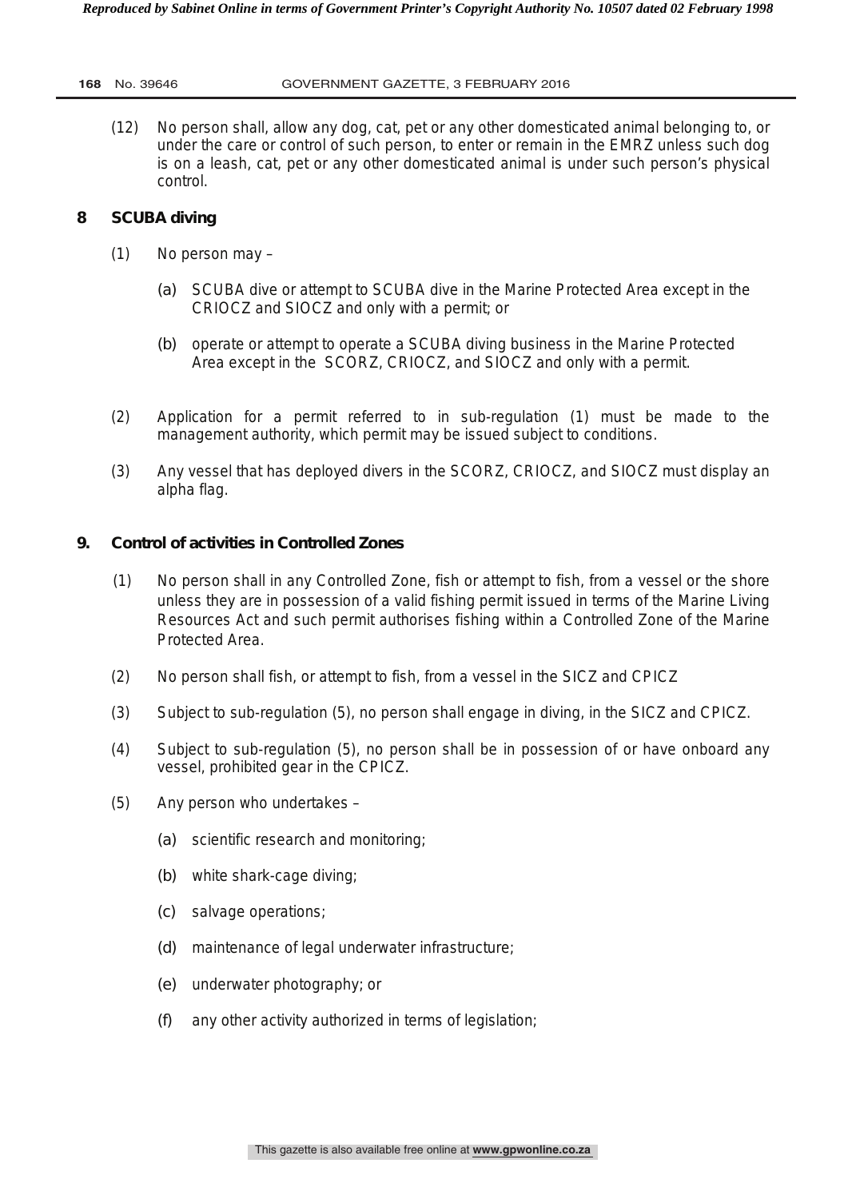(12) No person shall, allow any dog, cat, pet or any other domesticated animal belonging to, or under the care or control of such person, to enter or remain in the EMRZ unless such dog is on a leash, cat, pet or any other domesticated animal is under such person's physical control.

## 8 SCUBA diving

(1) No person may –

(a) SCUBA dive or attempt to SCUBA dive in the Marine Protected Area except in the CRIOCZ and SIOCZ and only with a permit; or

(b) operate or attempt to operate a SCUBA diving business in the Marine Protected Area except in the SCORZ, CRIOCZ, and SIOCZ and only with a permit.

(2) Application for a permit referred to in sub-regulation (1) must be made to the management authority, which permit may be issued subject to conditions.

(3) Any vessel that has deployed divers in the SCORZ, CRIOCZ, and SIOCZ must display an alpha flag.

## 9. Control of activities in Controlled Zones

(1) No person shall in any Controlled Zone, fish or attempt to fish, from a vessel or the shore unless they are in possession of a valid fishing permit issued in terms of the Marine Living Resources Act and such permit authorises fishing within a Controlled Zone of the Marine Protected Area.

(2) No person shall fish, or attempt to fish, from a vessel in the SICZ and CPICZ

(3) Subject to sub-regulation (5), no person shall engage in diving, in the SICZ and CPICZ.

(4) Subject to sub-regulation (5), no person shall be in possession of or have onboard any vessel, prohibited gear in the CPICZ.

(5) Any person who undertakes –

(a) scientific research and monitoring;

(b) white shark-cage diving;

(c) salvage operations;

(d) maintenance of legal underwater infrastructure;

(e) underwater photography; or

(f) any other activity authorized in terms of legislation;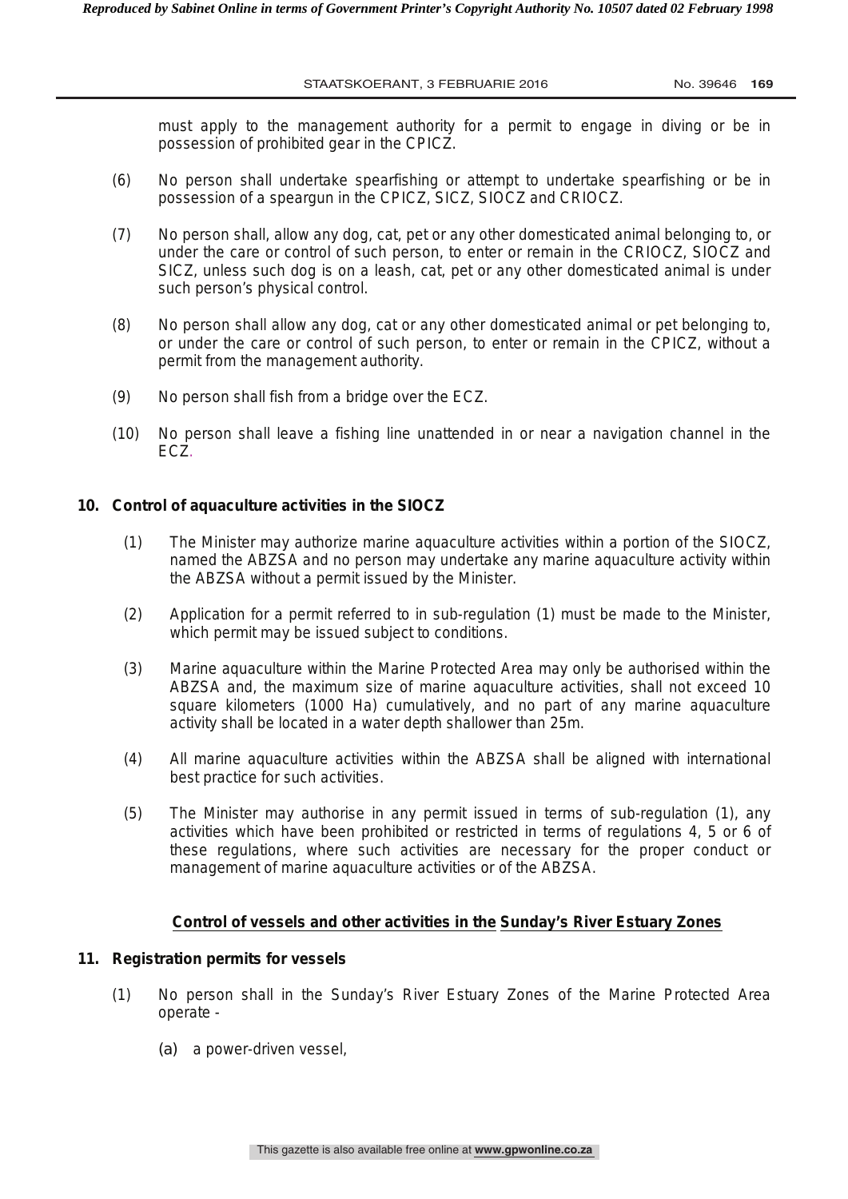must apply to the management authority for a permit to engage in diving or be in possession of prohibited gear in the CPICZ.

(6) No person shall undertake spearfishing or attempt to undertake spearfishing or be in possession of a speargun in the CPICZ, SICZ, SIOCZ and CRIOCZ.

(7) No person shall, allow any dog, cat, pet or any other domesticated animal belonging to, or under the care or control of such person, to enter or remain in the CRIOCZ, SIOCZ and SICZ, unless such dog is on a leash, cat, pet or any other domesticated animal is under such person's physical control.

(8) No person shall allow any dog, cat or any other domesticated animal or pet belonging to, or under the care or control of such person, to enter or remain in the CPICZ, without a permit from the management authority.

(9) No person shall fish from a bridge over the ECZ.

(10) No person shall leave a fishing line unattended in or near a navigation channel in the ECZ.

**10. Control of aquaculture activities in the SIOCZ**

(1) The Minister may authorize marine aquaculture activities within a portion of the SIOCZ, named the ABZSA and no person may undertake any marine aquaculture activity within the ABZSA without a permit issued by the Minister.

(2) Application for a permit referred to in sub-regulation (1) must be made to the Minister, which permit may be issued subject to conditions.

(3) Marine aquaculture within the Marine Protected Area may only be authorised within the ABZSA and, the maximum size of marine aquaculture activities, shall not exceed 10 square kilometers (1000 Ha) cumulatively, and no part of any marine aquaculture activity shall be located in a water depth shallower than 25m.

(4) All marine aquaculture activities within the ABZSA shall be aligned with international best practice for such activities.

(5) The Minister may authorise in any permit issued in terms of sub-regulation (1), any activities which have been prohibited or restricted in terms of regulations 4, 5 or 6 of these regulations, where such activities are necessary for the proper conduct or management of marine aquaculture activities or of the ABZSA.

**Control of vessels and other activities in the Sunday's River Estuary Zones**

**11. Registration permits for vessels**

(1) No person shall in the Sunday's River Estuary Zones of the Marine Protected Area operate -

(a) a power-driven vessel,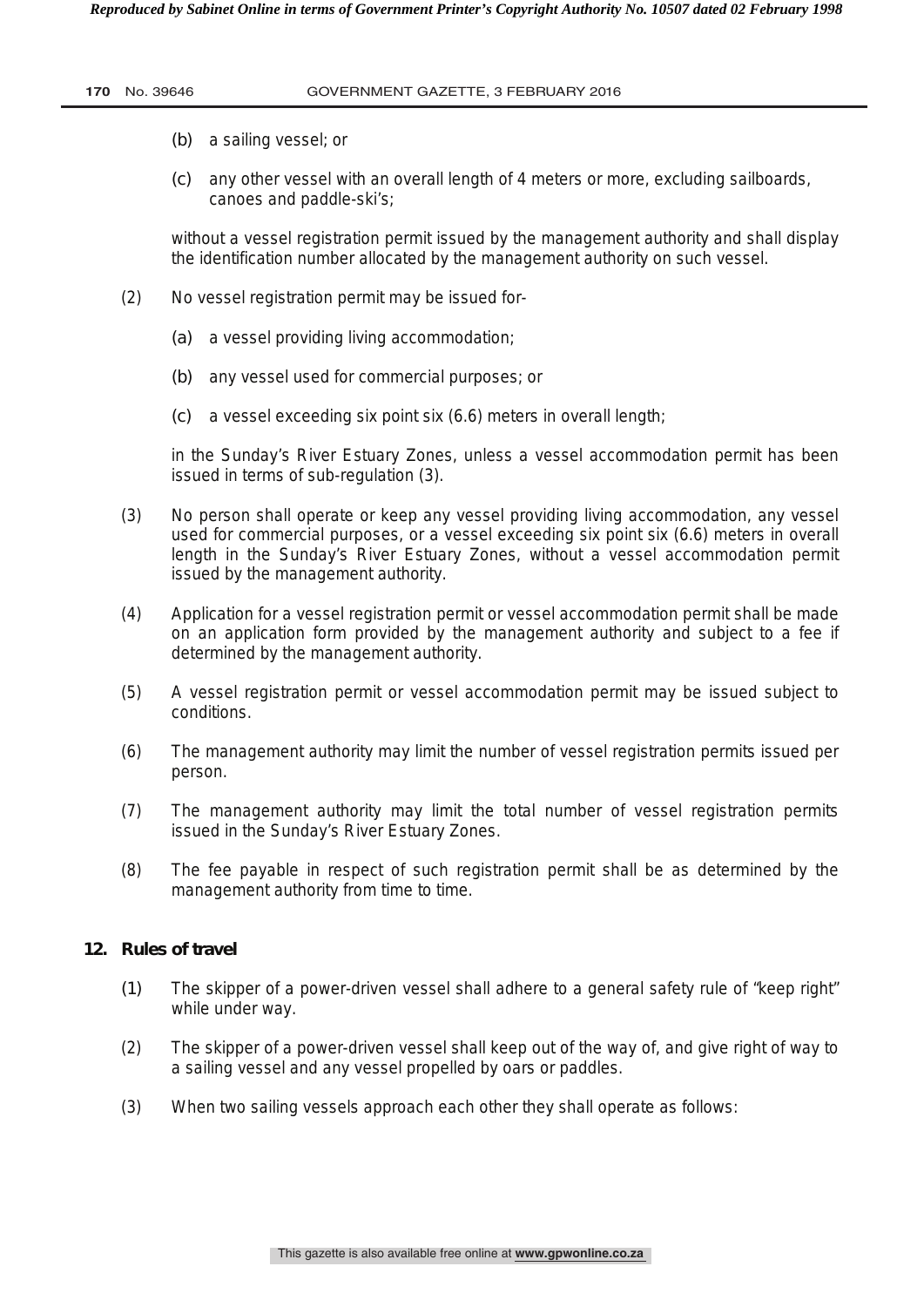(b) a sailing vessel; or

(c) any other vessel with an overall length of 4 meters or more, excluding sailboards, canoes and paddle-ski's;

without a vessel registration permit issued by the management authority and shall display the identification number allocated by the management authority on such vessel.

(2) No vessel registration permit may be issued for-

(a) a vessel providing living accommodation;

(b) any vessel used for commercial purposes; or

(c) a vessel exceeding six point six (6.6) meters in overall length;

in the Sunday's River Estuary Zones, unless a vessel accommodation permit has been issued in terms of sub-regulation (3).

(3) No person shall operate or keep any vessel providing living accommodation, any vessel used for commercial purposes, or a vessel exceeding six point six (6.6) meters in overall length in the Sunday's River Estuary Zones, without a vessel accommodation permit issued by the management authority.

(4) Application for a vessel registration permit or vessel accommodation permit shall be made on an application form provided by the management authority and subject to a fee if determined by the management authority.

(5) A vessel registration permit or vessel accommodation permit may be issued subject to conditions.

(6) The management authority may limit the number of vessel registration permits issued per person.

(7) The management authority may limit the total number of vessel registration permits issued in the Sunday's River Estuary Zones.

(8) The fee payable in respect of such registration permit shall be as determined by the management authority from time to time.

**12. Rules of travel**

(1) The skipper of a power-driven vessel shall adhere to a general safety rule of "keep right" while under way.

(2) The skipper of a power-driven vessel shall keep out of the way of, and give right of way to a sailing vessel and any vessel propelled by oars or paddles.

(3) When two sailing vessels approach each other they shall operate as follows: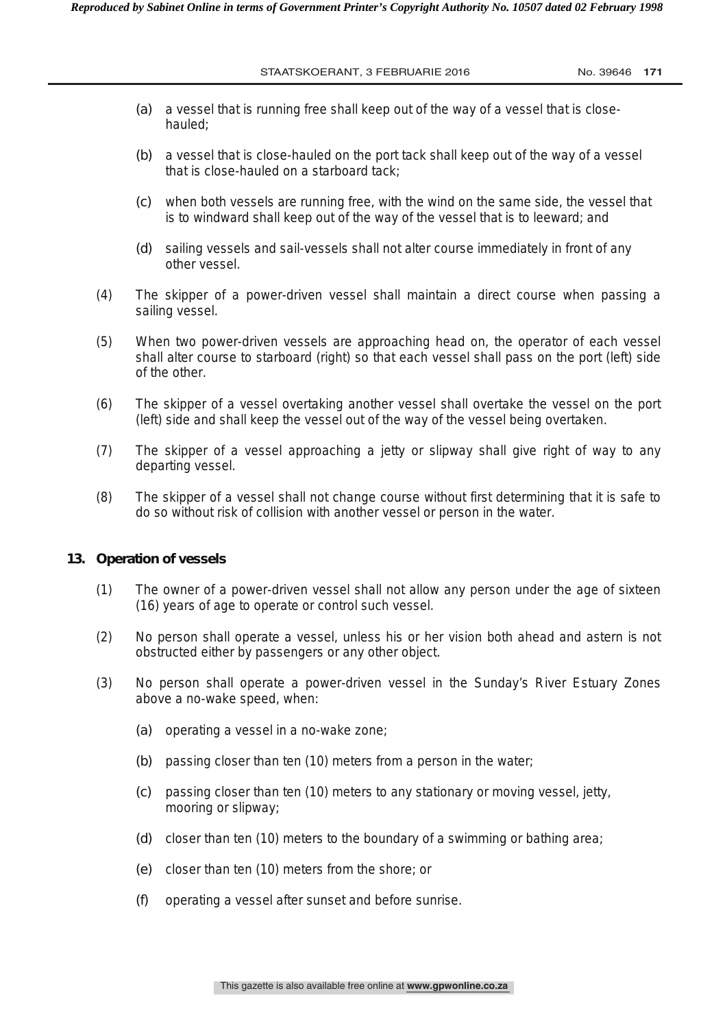(a) a vessel that is running free shall keep out of the way of a vessel that is close-hauled;

(b) a vessel that is close-hauled on the port tack shall keep out of the way of a vessel that is close-hauled on a starboard tack;

(c) when both vessels are running free, with the wind on the same side, the vessel that is to windward shall keep out of the way of the vessel that is to leeward; and

(d) sailing vessels and sail-vessels shall not alter course immediately in front of any other vessel.

(4) The skipper of a power-driven vessel shall maintain a direct course when passing a sailing vessel.

(5) When two power-driven vessels are approaching head on, the operator of each vessel shall alter course to starboard (right) so that each vessel shall pass on the port (left) side of the other.

(6) The skipper of a vessel overtaking another vessel shall overtake the vessel on the port (left) side and shall keep the vessel out of the way of the vessel being overtaken.

(7) The skipper of a vessel approaching a jetty or slipway shall give right of way to any departing vessel.

(8) The skipper of a vessel shall not change course without first determining that it is safe to do so without risk of collision with another vessel or person in the water.

**13. Operation of vessels**

(1) The owner of a power-driven vessel shall not allow any person under the age of sixteen (16) years of age to operate or control such vessel.

(2) No person shall operate a vessel, unless his or her vision both ahead and astern is not obstructed either by passengers or any other object.

(3) No person shall operate a power-driven vessel in the Sunday's River Estuary Zones above a no-wake speed, when:

(a) operating a vessel in a no-wake zone;

(b) passing closer than ten (10) meters from a person in the water;

(c) passing closer than ten (10) meters to any stationary or moving vessel, jetty, mooring or slipway;

(d) closer than ten (10) meters to the boundary of a swimming or bathing area;

(e) closer than ten (10) meters from the shore; or

(f) operating a vessel after sunset and before sunrise.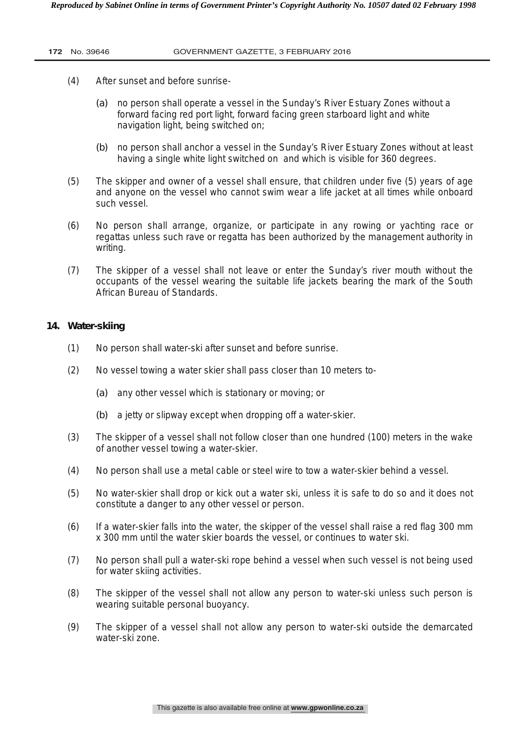(4) After sunset and before sunrise-

(a) no person shall operate a vessel in the Sunday's River Estuary Zones without a forward facing red port light, forward facing green starboard light and white navigation light, being switched on;

(b) no person shall anchor a vessel in the Sunday's River Estuary Zones without at least having a single white light switched on and which is visible for 360 degrees.

(5) The skipper and owner of a vessel shall ensure, that children under five (5) years of age and anyone on the vessel who cannot swim wear a life jacket at all times while onboard such vessel.

(6) No person shall arrange, organize, or participate in any rowing or yachting race or regattas unless such rave or regatta has been authorized by the management authority in writing.

(7) The skipper of a vessel shall not leave or enter the Sunday's river mouth without the occupants of the vessel wearing the suitable life jackets bearing the mark of the South African Bureau of Standards.

**14. Water-skiing**

(1) No person shall water-ski after sunset and before sunrise.

(2) No vessel towing a water skier shall pass closer than 10 meters to-

(a) any other vessel which is stationary or moving; or

(b) a jetty or slipway except when dropping off a water-skier.

(3) The skipper of a vessel shall not follow closer than one hundred (100) meters in the wake of another vessel towing a water-skier.

(4) No person shall use a metal cable or steel wire to tow a water-skier behind a vessel.

(5) No water-skier shall drop or kick out a water ski, unless it is safe to do so and it does not constitute a danger to any other vessel or person.

(6) If a water-skier falls into the water, the skipper of the vessel shall raise a red flag 300 mm x 300 mm until the water skier boards the vessel, or continues to water ski.

(7) No person shall pull a water-ski rope behind a vessel when such vessel is not being used for water skiing activities.

(8) The skipper of the vessel shall not allow any person to water-ski unless such person is wearing suitable personal buoyancy.

(9) The skipper of a vessel shall not allow any person to water-ski outside the demarcated water-ski zone.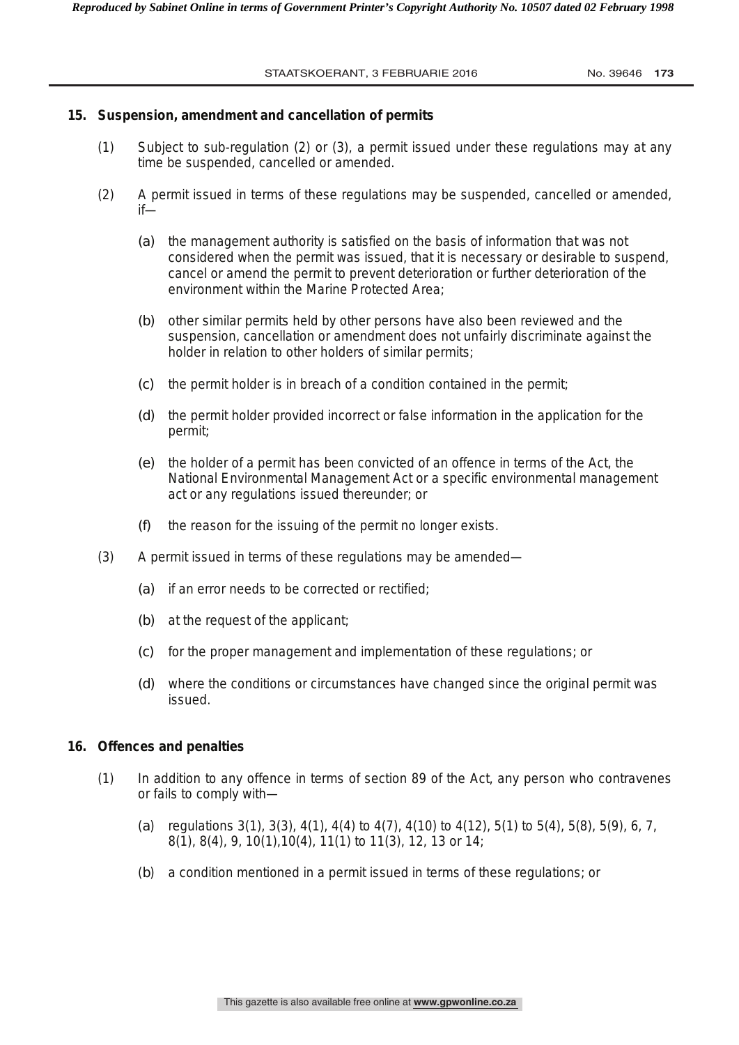### 15. Suspension, amendment and cancellation of permits

(1) Subject to sub-regulation (2) or (3), a permit issued under these regulations may at any time be suspended, cancelled or amended.

(2) A permit issued in terms of these regulations may be suspended, cancelled or amended, if—

(a) the management authority is satisfied on the basis of information that was not considered when the permit was issued, that it is necessary or desirable to suspend, cancel or amend the permit to prevent deterioration or further deterioration of the environment within the Marine Protected Area;

(b) other similar permits held by other persons have also been reviewed and the suspension, cancellation or amendment does not unfairly discriminate against the holder in relation to other holders of similar permits;

(c) the permit holder is in breach of a condition contained in the permit;

(d) the permit holder provided incorrect or false information in the application for the permit;

(e) the holder of a permit has been convicted of an offence in terms of the Act, the National Environmental Management Act or a specific environmental management act or any regulations issued thereunder; or

(f) the reason for the issuing of the permit no longer exists.

(3) A permit issued in terms of these regulations may be amended—

(a) if an error needs to be corrected or rectified;

(b) at the request of the applicant;

(c) for the proper management and implementation of these regulations; or

(d) where the conditions or circumstances have changed since the original permit was issued.

### 16. Offences and penalties

(1) In addition to any offence in terms of section 89 of the Act, any person who contravenes or fails to comply with—

(a) regulations 3(1), 3(3), 4(1), 4(4) to 4(7), 4(10) to 4(12), 5(1) to 5(4), 5(8), 5(9), 6, 7, 8(1), 8(4), 9, 10(1),10(4), 11(1) to 11(3), 12, 13 or 14;

(b) a condition mentioned in a permit issued in terms of these regulations; or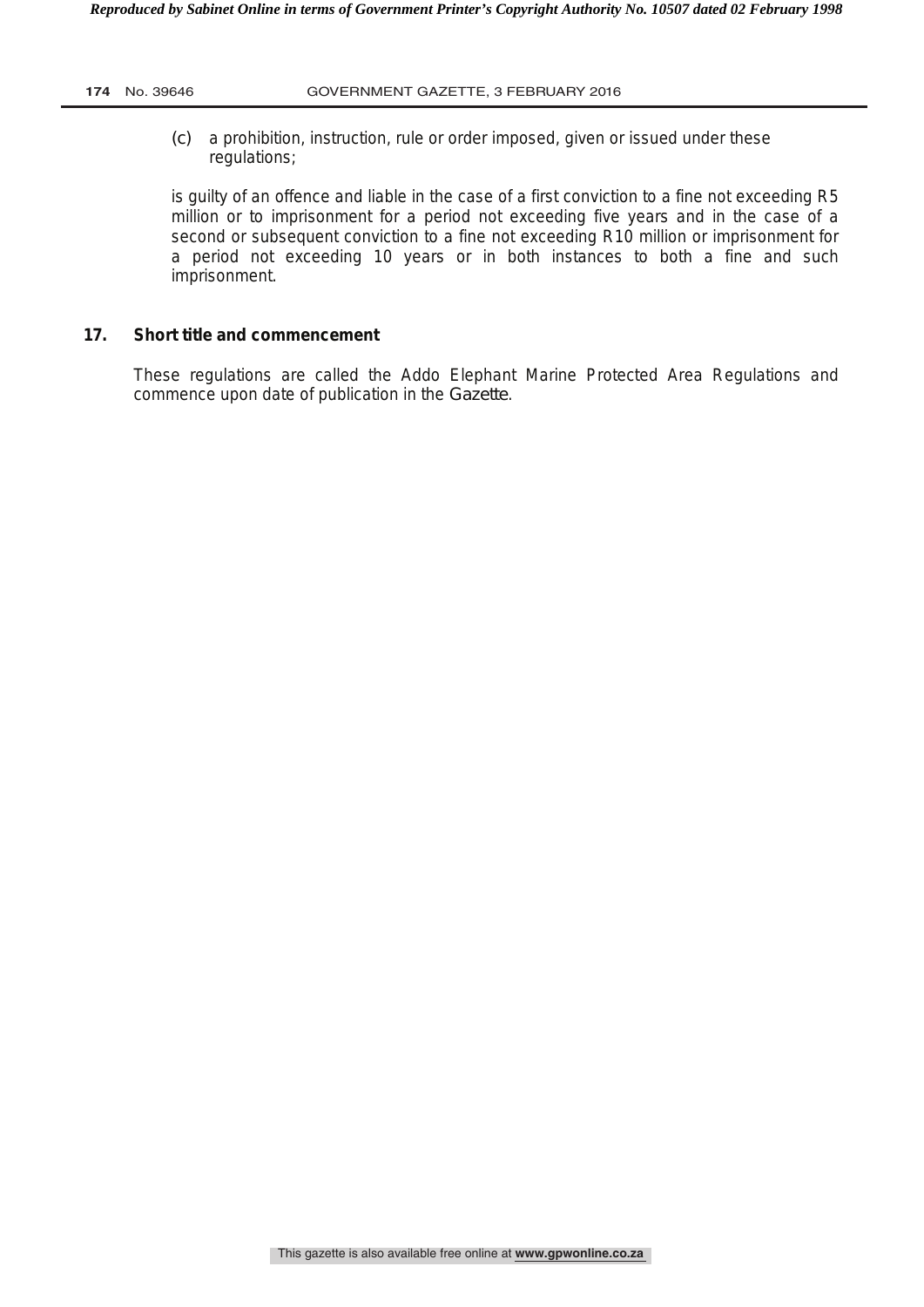(c) a prohibition, instruction, rule or order imposed, given or issued under these regulations;

is guilty of an offence and liable in the case of a first conviction to a fine not exceeding R5 million or to imprisonment for a period not exceeding five years and in the case of a second or subsequent conviction to a fine not exceeding R10 million or imprisonment for a period not exceeding 10 years or in both instances to both a fine and such imprisonment.

## 17. Short title and commencement

These regulations are called the Addo Elephant Marine Protected Area Regulations and commence upon date of publication in the *Gazette*.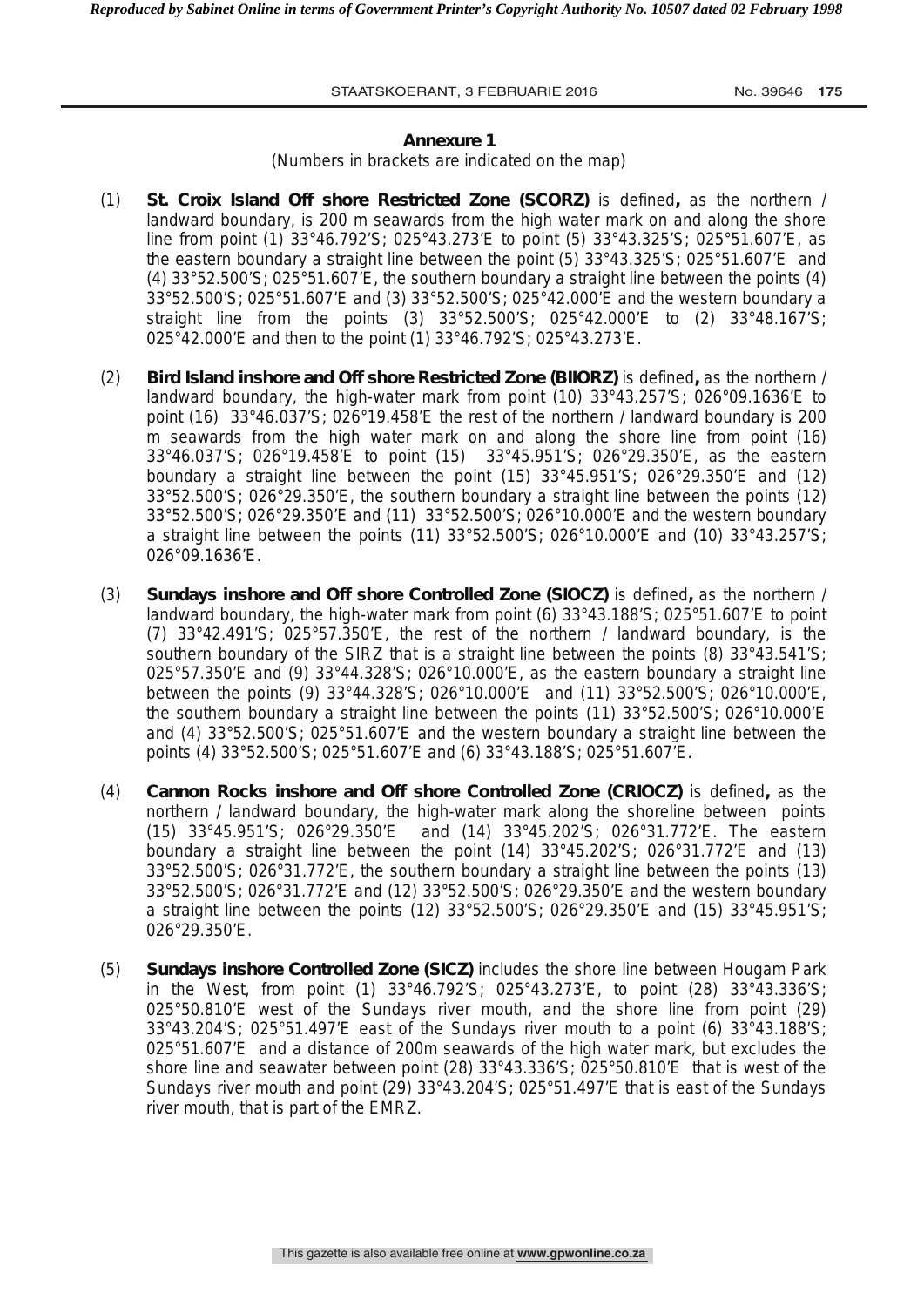## Annexure 1

(Numbers in brackets are indicated on the map)

(1) **St. Croix Island Off shore Restricted Zone (SCORZ)** is defined**,** as the northern / landward boundary, is 200 m seawards from the high water mark on and along the shore line from point (1) 33°46.792'S; 025°43.273'E to point (5) 33°43.325'S; 025°51.607'E, as the eastern boundary a straight line between the point (5) 33°43.325'S; 025°51.607'E and (4) 33°52.500'S; 025°51.607'E, the southern boundary a straight line between the points (4) 33°52.500'S; 025°51.607'E and (3) 33°52.500'S; 025°42.000'E and the western boundary a straight line from the points (3) 33°52.500'S; 025°42.000'E to (2) 33°48.167'S; 025°42.000'E and then to the point (1) 33°46.792'S; 025°43.273'E.

(2) **Bird Island inshore and Off shore Restricted Zone (BIIORZ)** is defined**,** as the northern / landward boundary, the high-water mark from point (10) 33°43.257'S; 026°09.1636'E to point (16) 33°46.037'S; 026°19.458'E the rest of the northern / landward boundary is 200 m seawards from the high water mark on and along the shore line from point (16) 33°46.037'S; 026°19.458'E to point (15) 33°45.951'S; 026°29.350'E, as the eastern boundary a straight line between the point (15) 33°45.951'S; 026°29.350'E and (12) 33°52.500'S; 026°29.350'E, the southern boundary a straight line between the points (12) 33°52.500'S; 026°29.350'E and (11) 33°52.500'S; 026°10.000'E and the western boundary a straight line between the points (11) 33°52.500'S; 026°10.000'E and (10) 33°43.257'S; 026°09.1636'E.

(3) **Sundays inshore and Off shore Controlled Zone (SIOCZ)** is defined**,** as the northern / landward boundary, the high-water mark from point (6) 33°43.188'S; 025°51.607'E to point (7) 33°42.491'S; 025°57.350'E, the rest of the northern / landward boundary, is the southern boundary of the SIRZ that is a straight line between the points (8) 33°43.541'S; 025°57.350'E and (9) 33°44.328'S; 026°10.000'E, as the eastern boundary a straight line between the points (9) 33°44.328'S; 026°10.000'E and (11) 33°52.500'S; 026°10.000'E, the southern boundary a straight line between the points (11) 33°52.500'S; 026°10.000'E and (4) 33°52.500'S; 025°51.607'E and the western boundary a straight line between the points (4) 33°52.500'S; 025°51.607'E and (6) 33°43.188'S; 025°51.607'E.

(4) **Cannon Rocks inshore and Off shore Controlled Zone (CRIOCZ)** is defined**,** as the northern / landward boundary, the high-water mark along the shoreline between points (15) 33°45.951'S; 026°29.350'E and (14) 33°45.202'S; 026°31.772'E. The eastern boundary a straight line between the point (14) 33°45.202'S; 026°31.772'E and (13) 33°52.500'S; 026°31.772'E, the southern boundary a straight line between the points (13) 33°52.500'S; 026°31.772'E and (12) 33°52.500'S; 026°29.350'E and the western boundary a straight line between the points (12) 33°52.500'S; 026°29.350'E and (15) 33°45.951'S; 026°29.350'E.

(5) **Sundays inshore Controlled Zone (SICZ)** includes the shore line between Hougam Park in the West, from point (1) 33°46.792'S; 025°43.273'E, to point (28) 33°43.336'S; 025°50.810'E west of the Sundays river mouth, and the shore line from point (29) 33°43.204'S; 025°51.497'E east of the Sundays river mouth to a point (6) 33°43.188'S; 025°51.607'E and a distance of 200m seawards of the high water mark, but excludes the shore line and seawater between point (28) 33°43.336'S; 025°50.810'E that is west of the Sundays river mouth and point (29) 33°43.204'S; 025°51.497'E that is east of the Sundays river mouth, that is part of the EMRZ.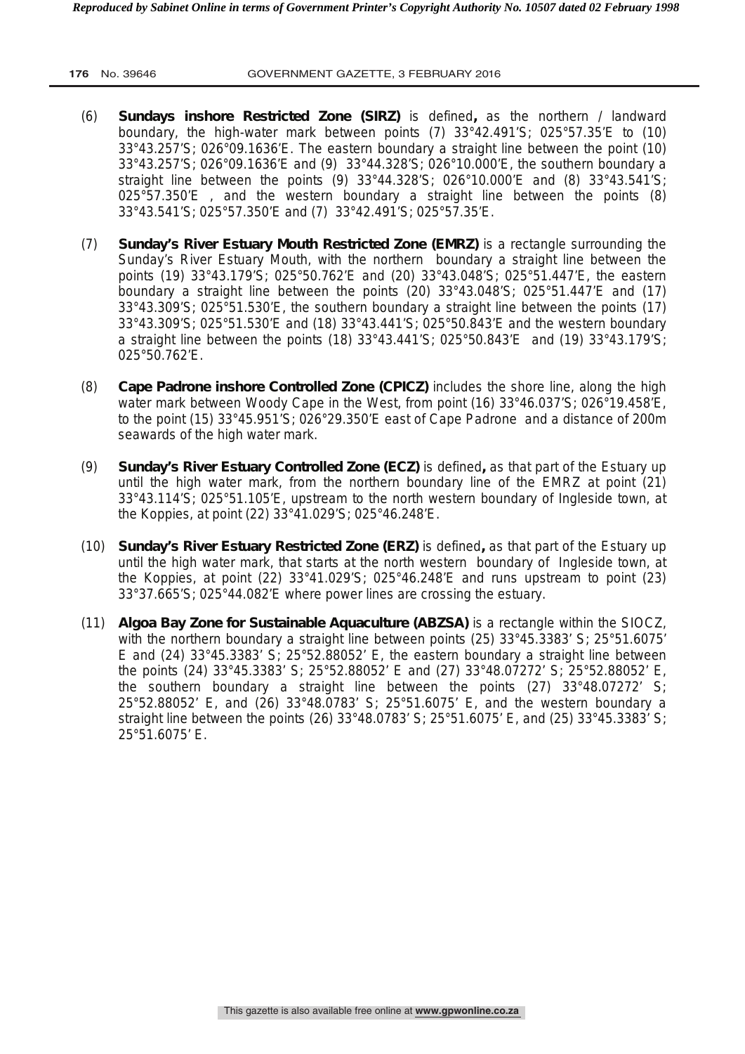(6) **Sundays inshore Restricted Zone (SIRZ)** is defined**,** as the northern / landward boundary, the high-water mark between points (7) 33°42.491'S; 025°57.35'E to (10) 33°43.257'S; 026°09.1636'E. The eastern boundary a straight line between the point (10) 33°43.257'S; 026°09.1636'E and (9) 33°44.328'S; 026°10.000'E, the southern boundary a straight line between the points (9) 33°44.328'S; 026°10.000'E and (8) 33°43.541'S; 025°57.350'E , and the western boundary a straight line between the points (8) 33°43.541'S; 025°57.350'E and (7) 33°42.491'S; 025°57.35'E.

(7) **Sunday's River Estuary Mouth Restricted Zone (EMRZ)** is a rectangle surrounding the Sunday's River Estuary Mouth, with the northern boundary a straight line between the points (19) 33°43.179'S; 025°50.762'E and (20) 33°43.048'S; 025°51.447'E, the eastern boundary a straight line between the points (20) 33°43.048'S; 025°51.447'E and (17) 33°43.309'S; 025°51.530'E, the southern boundary a straight line between the points (17) 33°43.309'S; 025°51.530'E and (18) 33°43.441'S; 025°50.843'E and the western boundary a straight line between the points (18) 33°43.441'S; 025°50.843'E and (19) 33°43.179'S; 025°50.762'E.

(8) **Cape Padrone inshore Controlled Zone (CPICZ)** includes the shore line, along the high water mark between Woody Cape in the West, from point (16) 33°46.037'S; 026°19.458'E, to the point (15) 33°45.951'S; 026°29.350'E east of Cape Padrone and a distance of 200m seawards of the high water mark.

(9) **Sunday's River Estuary Controlled Zone (ECZ)** is defined**,** as that part of the Estuary up until the high water mark, from the northern boundary line of the EMRZ at point (21) 33°43.114'S; 025°51.105'E, upstream to the north western boundary of Ingleside town, at the Koppies, at point (22) 33°41.029'S; 025°46.248'E.

(10) **Sunday's River Estuary Restricted Zone (ERZ)** is defined**,** as that part of the Estuary up until the high water mark, that starts at the north western boundary of Ingleside town, at the Koppies, at point (22) 33°41.029'S; 025°46.248'E and runs upstream to point (23) 33°37.665'S; 025°44.082'E where power lines are crossing the estuary.

(11) **Algoa Bay Zone for Sustainable Aquaculture (ABZSA)** is a rectangle within the SIOCZ, with the northern boundary a straight line between points (25) 33°45.3383' S; 25°51.6075' E and (24) 33°45.3383' S; 25°52.88052' E, the eastern boundary a straight line between the points (24) 33°45.3383' S; 25°52.88052' E and (27) 33°48.07272' S; 25°52.88052' E, the southern boundary a straight line between the points (27) 33°48.07272' S; 25°52.88052' E, and (26) 33°48.0783' S; 25°51.6075' E, and the western boundary a straight line between the points (26) 33°48.0783' S; 25°51.6075' E, and (25) 33°45.3383' S; 25°51.6075' E.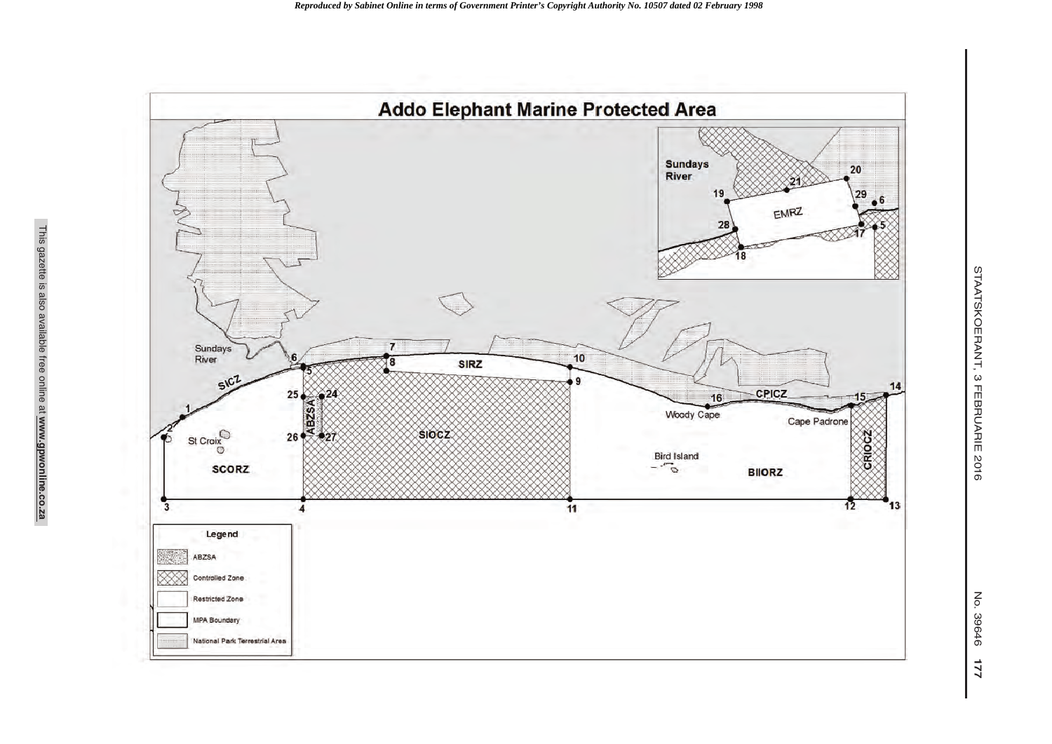# Addo Elephant Marine Protected Area

Sundays River

SICZ

1 2 3 4 5 6 7 8 9 10 11 12 13 14 15 16

24 25 26 27

ABZSA

St Croix

SCORZ

SIRZ

SIOCZ

Woody Cape

CPICZ

Cape Padrone

Bird Island

BIIORZ

CRIOCZ

Sundays River

19 20 21 28 29 6 5 17 18

EMRZ

**Legend**

- ABZSA
- Controlled Zone
- Restricted Zone
- MPA Boundary
- National Park Terrestrial Area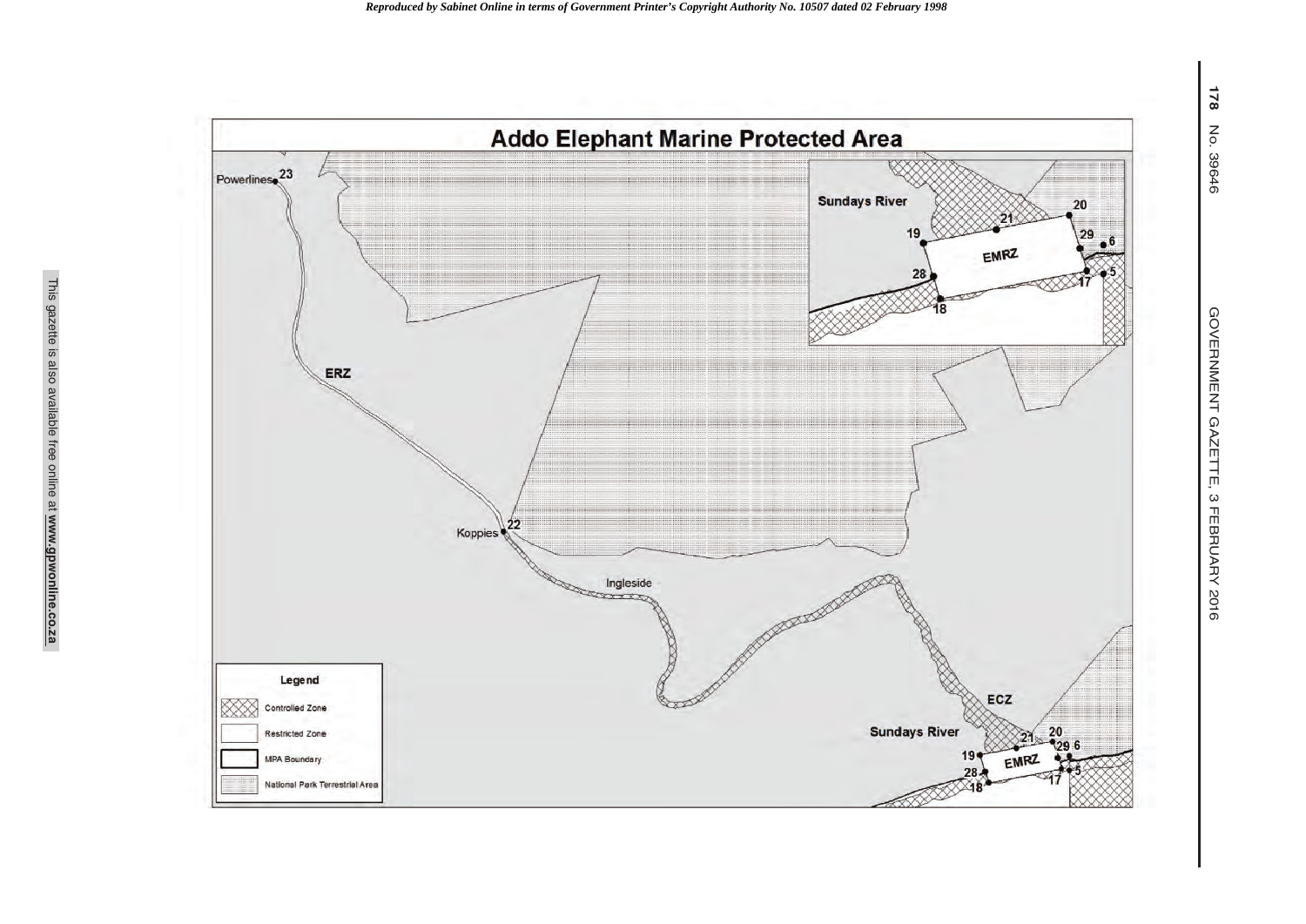# Addo Elephant Marine Protected Area

Powerlines 23

ERZ

Koppies 22

Ingleside

Sundays River

ECZ

19, 21, 20, 29, 6, 28, 18, 17, 5

EMRZ

**Legend**

- Controlled Zone
- Restricted Zone
- MPA Boundary
- National Park Terrestrial Area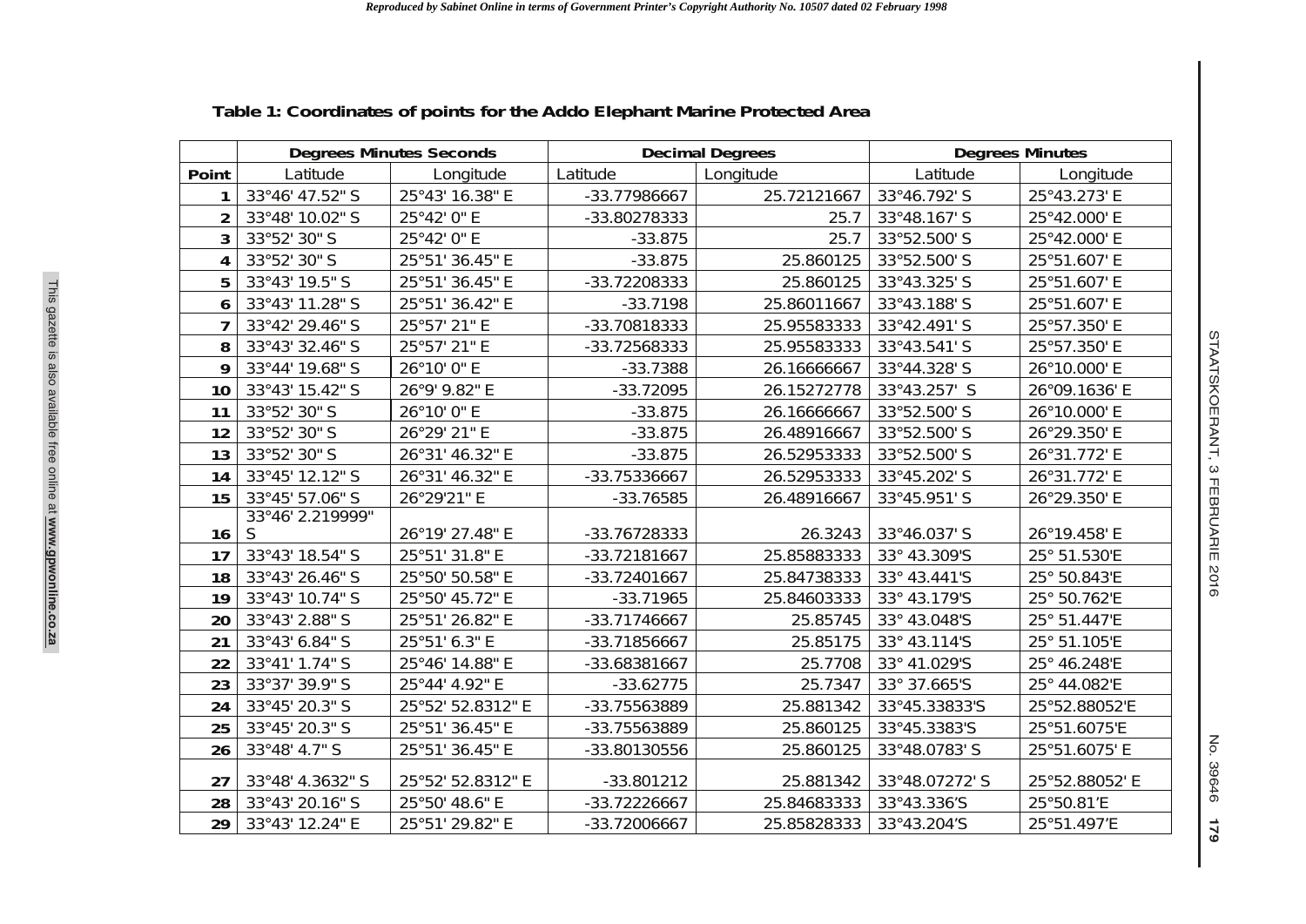**Table 1: Coordinates of points for the Addo Elephant Marine Protected Area**

| | Degrees Minutes Seconds | | Decimal Degrees | | Degrees Minutes | |
|---|---|---|---|---|---|---|
| **Point** | Latitude | Longitude | Latitude | Longitude | Latitude | Longitude |
| **1** | 33°46' 47.52" S | 25°43' 16.38" E | -33.77986667 | 25.72121667 | 33°46.792' S | 25°43.273' E |
| **2** | 33°48' 10.02" S | 25°42' 0" E | -33.80278333 | 25.7 | 33°48.167' S | 25°42.000' E |
| **3** | 33°52' 30" S | 25°42' 0" E | -33.875 | 25.7 | 33°52.500' S | 25°42.000' E |
| **4** | 33°52' 30" S | 25°51' 36.45" E | -33.875 | 25.860125 | 33°52.500' S | 25°51.607' E |
| **5** | 33°43' 19.5" S | 25°51' 36.45" E | -33.72208333 | 25.860125 | 33°43.325' S | 25°51.607' E |
| **6** | 33°43' 11.28" S | 25°51' 36.42" E | -33.7198 | 25.86011667 | 33°43.188' S | 25°51.607' E |
| **7** | 33°42' 29.46" S | 25°57' 21" E | -33.70818333 | 25.95583333 | 33°42.491' S | 25°57.350' E |
| **8** | 33°43' 32.46" S | 25°57' 21" E | -33.72568333 | 25.95583333 | 33°43.541' S | 25°57.350' E |
| **9** | 33°44' 19.68" S | 26°10' 0" E | -33.7388 | 26.16666667 | 33°44.328' S | 26°10.000' E |
| **10** | 33°43' 15.42" S | 26°9' 9.82" E | -33.72095 | 26.15272778 | 33°43.257' S | 26°09.1636' E |
| **11** | 33°52' 30" S | 26°10' 0" E | -33.875 | 26.16666667 | 33°52.500' S | 26°10.000' E |
| **12** | 33°52' 30" S | 26°29' 21" E | -33.875 | 26.48916667 | 33°52.500' S | 26°29.350' E |
| **13** | 33°52' 30" S | 26°31' 46.32" E | -33.875 | 26.52953333 | 33°52.500' S | 26°31.772' E |
| **14** | 33°45' 12.12" S | 26°31' 46.32" E | -33.75336667 | 26.52953333 | 33°45.202' S | 26°31.772' E |
| **15** | 33°45' 57.06" S | 26°29'21" E | -33.76585 | 26.48916667 | 33°45.951' S | 26°29.350' E |
| **16** | 33°46' 2.219999" S | 26°19' 27.48" E | -33.76728333 | 26.3243 | 33°46.037' S | 26°19.458' E |
| **17** | 33°43' 18.54" S | 25°51' 31.8" E | -33.72181667 | 25.85883333 | 33° 43.309'S | 25° 51.530'E |
| **18** | 33°43' 26.46" S | 25°50' 50.58" E | -33.72401667 | 25.84738333 | 33° 43.441'S | 25° 50.843'E |
| **19** | 33°43' 10.74" S | 25°50' 45.72" E | -33.71965 | 25.84603333 | 33° 43.179'S | 25° 50.762'E |
| **20** | 33°43' 2.88" S | 25°51' 26.82" E | -33.71746667 | 25.85745 | 33° 43.048'S | 25° 51.447'E |
| **21** | 33°43' 6.84" S | 25°51' 6.3" E | -33.71856667 | 25.85175 | 33° 43.114'S | 25° 51.105'E |
| **22** | 33°41' 1.74" S | 25°46' 14.88" E | -33.68381667 | 25.7708 | 33° 41.029'S | 25° 46.248'E |
| **23** | 33°37' 39.9" S | 25°44' 4.92" E | -33.62775 | 25.7347 | 33° 37.665'S | 25° 44.082'E |
| **24** | 33°45' 20.3" S | 25°52' 52.8312" E | -33.75563889 | 25.881342 | 33°45.33833'S | 25°52.88052'E |
| **25** | 33°45' 20.3" S | 25°51' 36.45" E | -33.75563889 | 25.860125 | 33°45.3383'S | 25°51.6075'E |
| **26** | 33°48' 4.7" S | 25°51' 36.45" E | -33.80130556 | 25.860125 | 33°48.0783' S | 25°51.6075' E |
| **27** | 33°48' 4.3632" S | 25°52' 52.8312" E | -33.801212 | 25.881342 | 33°48.07272' S | 25°52.88052' E |
| **28** | 33°43' 20.16" S | 25°50' 48.6" E | -33.72226667 | 25.84683333 | 33°43.336'S | 25°50.81'E |
| **29** | 33°43' 12.24" E | 25°51' 29.82" E | -33.72006667 | 25.85828333 | 33°43.204'S | 25°51.497'E |